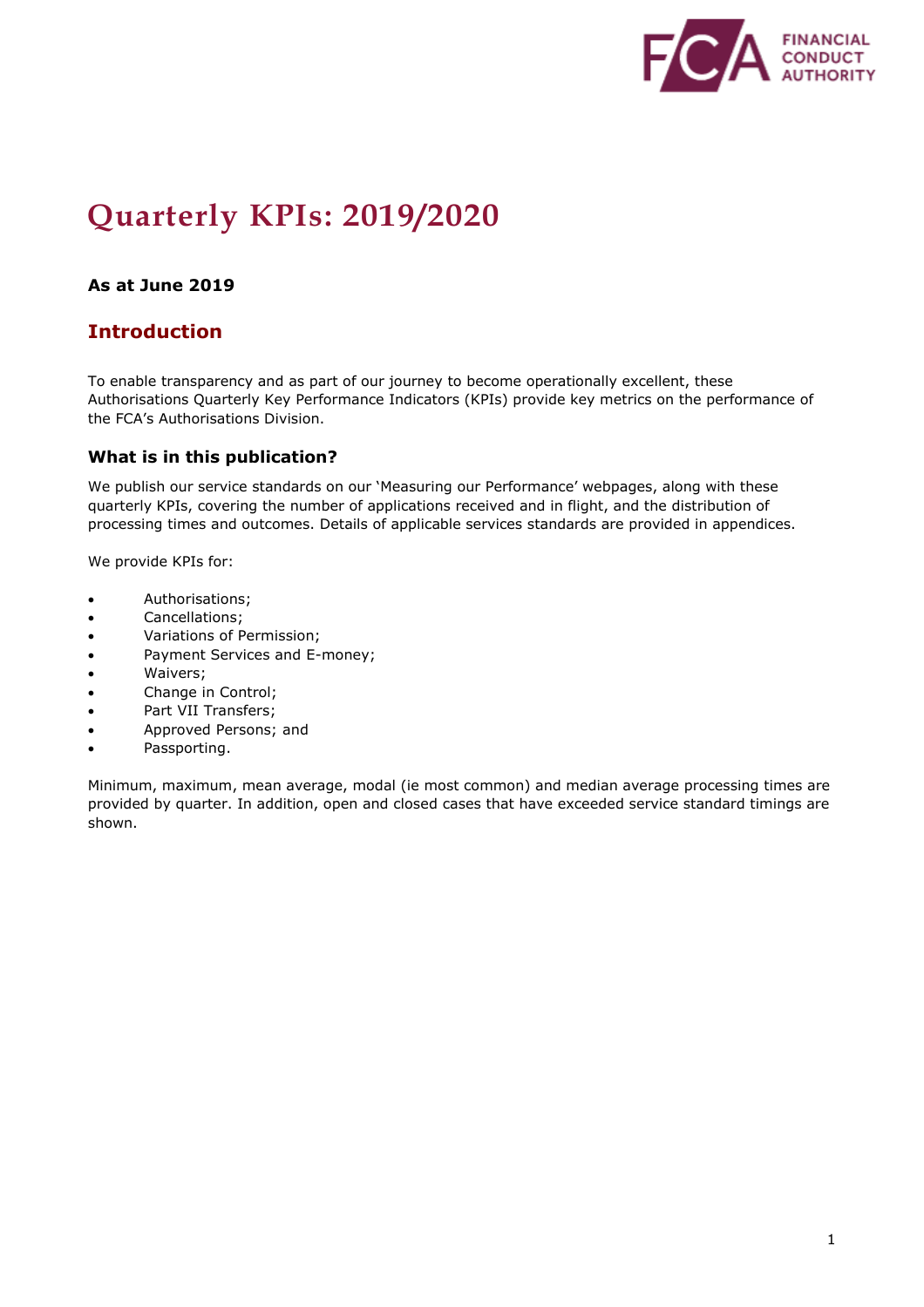# Quarterly KPIs: 2019/2020

**As at June 2019**

## Introduction

To enable transparency and as part of our journey to become operationally excellent, these Authorisations Quarterly Key Performance Indicators (KPIs) provide key metrics on the performance of the FCA's Authorisations Division.

### What is in this publication?

We publish our service standards on our 'Measuring our Performance' webpages, along with these quarterly KPIs, covering the number of applications received and in flight, and the distribution of processing times and outcomes. Details of applicable services standards are provided in appendices.

We provide KPIs for:

- Authorisations;
- Cancellations;
- Variations of Permission;
- Payment Services and E-money;
- Waivers;
- Change in Control;
- Part VII Transfers;
- Approved Persons; and
- Passporting.

Minimum, maximum, mean average, modal (ie most common) and median average processing times are provided by quarter. In addition, open and closed cases that have exceeded service standard timings are shown.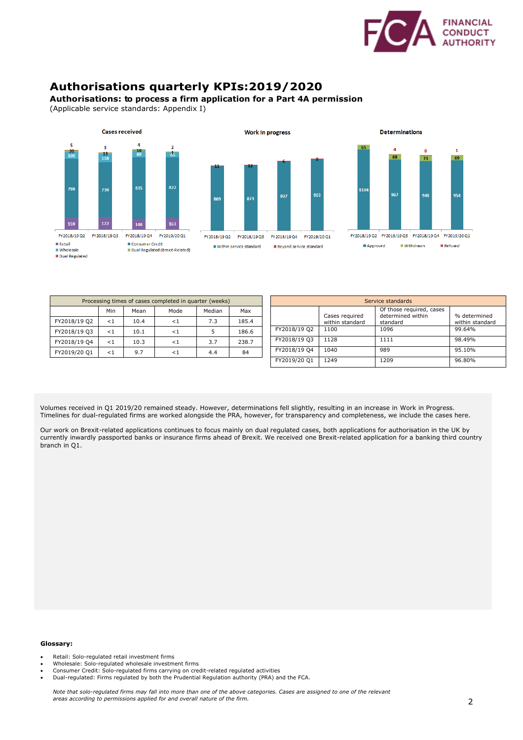# Authorisations quarterly KPIs:2019/2020

**Authorisations: to process a firm application for a Part 4A permission**

(Applicable service standards: Appendix I)

| Processing times of cases completed in quarter (weeks) | | | | | |
|---|---|---|---|---|---|
| | Min | Mean | Mode | Median | Max |
| FY2018/19 Q2 | <1 | 10.4 | <1 | 7.3 | 185.4 |
| FY2018/19 Q3 | <1 | 10.1 | <1 | 5 | 186.6 |
| FY2018/19 Q4 | <1 | 10.3 | <1 | 3.7 | 238.7 |
| FY2019/20 Q1 | <1 | 9.7 | <1 | 4.4 | 84 |

| Service standards | | | |
|---|---|---|---|
| | Cases required within standard | Of those required, cases determined within standard | % determined within standard |
| FY2018/19 Q2 | 1100 | 1096 | 99.64% |
| FY2018/19 Q3 | 1128 | 1111 | 98.49% |
| FY2018/19 Q4 | 1040 | 989 | 95.10% |
| FY2019/20 Q1 | 1249 | 1209 | 96.80% |

Volumes received in Q1 2019/20 remained steady. However, determinations fell slightly, resulting in an increase in Work in Progress. Timelines for dual-regulated firms are worked alongside the PRA, however, for transparency and completeness, we include the cases here.

Our work on Brexit-related applications continues to focus mainly on dual regulated cases, both applications for authorisation in the UK by currently inwardly passported banks or insurance firms ahead of Brexit. We received one Brexit-related application for a banking third country branch in Q1.

**Glossary:**

- Retail: Solo-regulated retail investment firms
- Wholesale: Solo-regulated wholesale investment firms
- Consumer Credit: Solo-regulated firms carrying on credit-related regulated activities
- Dual-regulated: Firms regulated by both the Prudential Regulation authority (PRA) and the FCA.

*Note that solo-regulated firms may fall into more than one of the above categories. Cases are assigned to one of the relevant areas according to permissions applied for and overall nature of the firm.*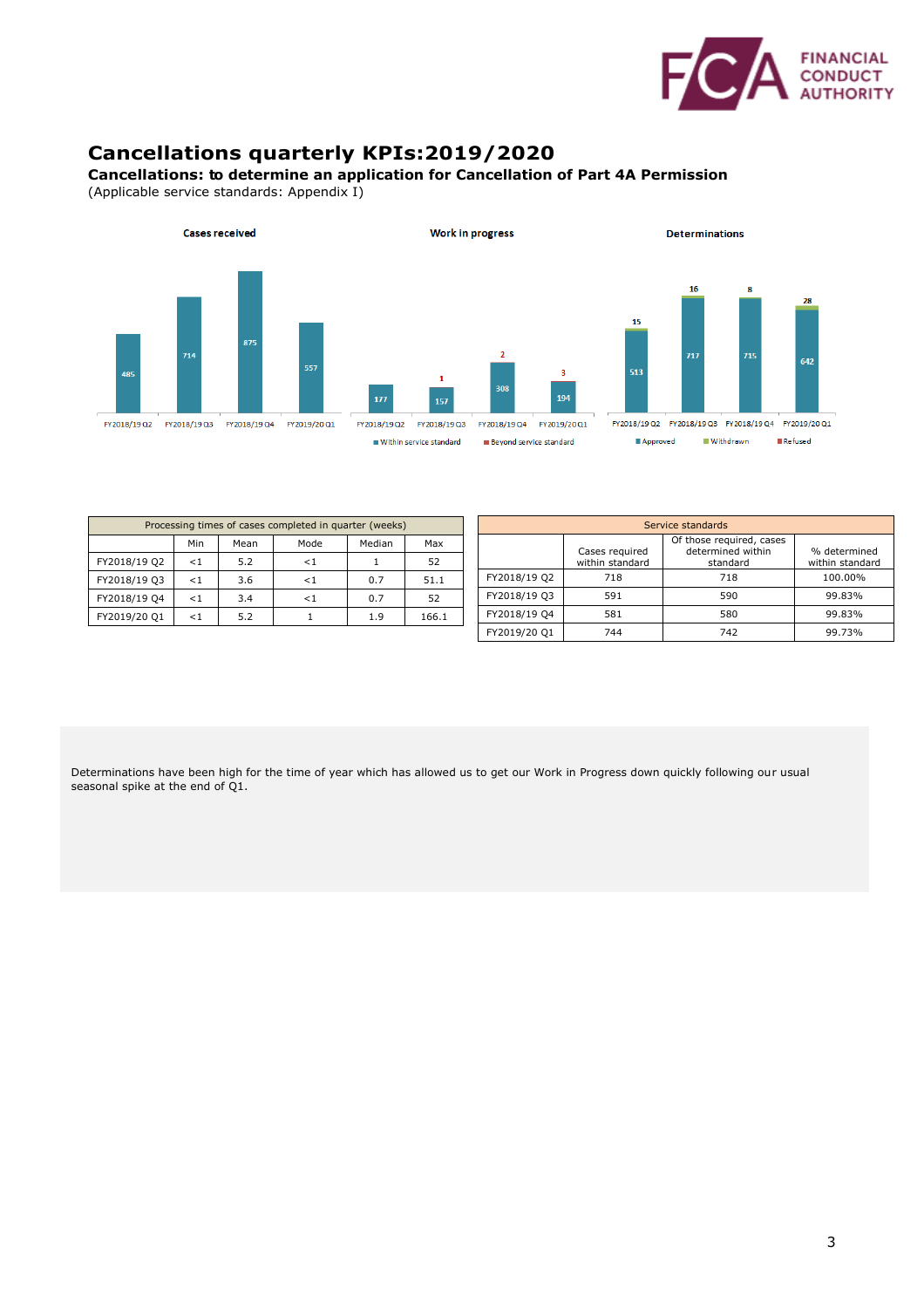# Cancellations quarterly KPIs:2019/2020

**Cancellations: to determine an application for Cancellation of Part 4A Permission**

(Applicable service standards: Appendix I)

**Cases received**

| | FY2018/19 Q2 | FY2018/19 Q3 | FY2018/19 Q4 | FY2019/20 Q1 |
|---|---|---|---|---|
| Cases received | 485 | 714 | 875 | 557 |

**Work in progress**

| | FY2018/19 Q2 | FY2018/19 Q3 | FY2018/19 Q4 | FY2019/20 Q1 |
|---|---|---|---|---|
| Within service standard | 177 | 157 | 308 | 194 |
| Beyond service standard | | 1 | 2 | 3 |

**Determinations**

| | FY2018/19 Q2 | FY2018/19 Q3 | FY2018/19 Q4 | FY2019/20 Q1 |
|---|---|---|---|---|
| Approved | 513 | 717 | 715 | 642 |
| Withdrawn | 15 | 16 | 8 | 28 |
| Refused | | | | |

| Processing times of cases completed in quarter (weeks) | | | | | |
|---|---|---|---|---|---|
| | Min | Mean | Mode | Median | Max |
| FY2018/19 Q2 | <1 | 5.2 | <1 | 1 | 52 |
| FY2018/19 Q3 | <1 | 3.6 | <1 | 0.7 | 51.1 |
| FY2018/19 Q4 | <1 | 3.4 | <1 | 0.7 | 52 |
| FY2019/20 Q1 | <1 | 5.2 | 1 | 1.9 | 166.1 |

| Service standards | | | |
|---|---|---|---|
| | Cases required within standard | Of those required, cases determined within standard | % determined within standard |
| FY2018/19 Q2 | 718 | 718 | 100.00% |
| FY2018/19 Q3 | 591 | 590 | 99.83% |
| FY2018/19 Q4 | 581 | 580 | 99.83% |
| FY2019/20 Q1 | 744 | 742 | 99.73% |

Determinations have been high for the time of year which has allowed us to get our Work in Progress down quickly following our usual seasonal spike at the end of Q1.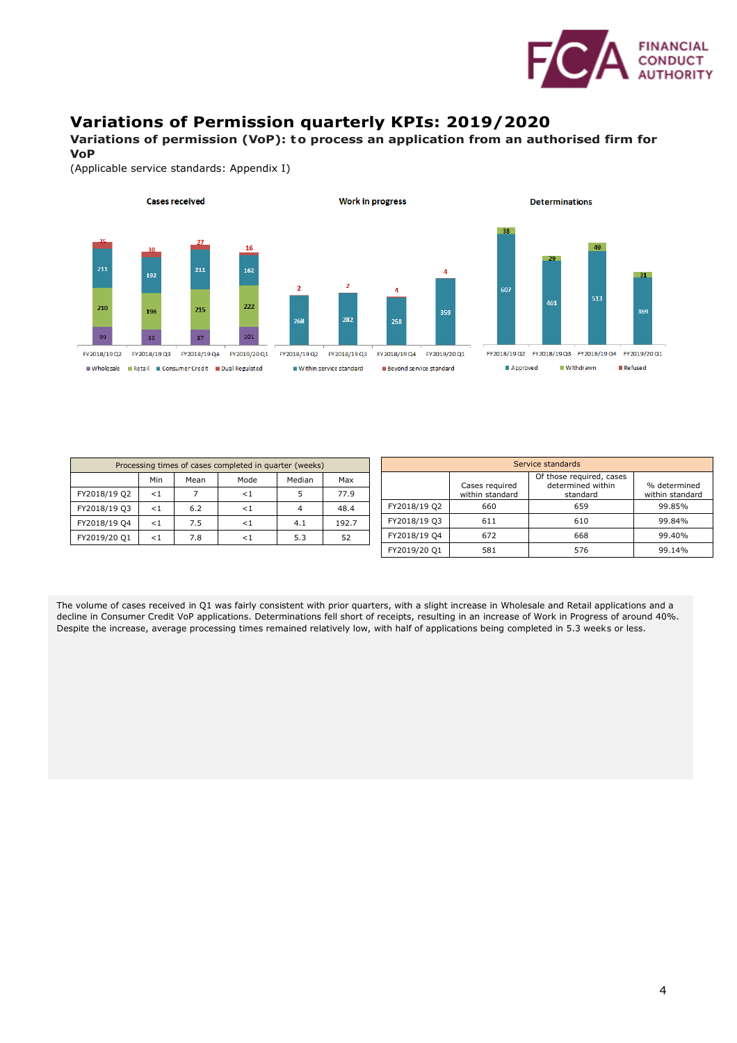# Variations of Permission quarterly KPIs: 2019/2020

**Variations of permission (VoP): to process an application from an authorised firm for VoP**

(Applicable service standards: Appendix I)

**Cases received**

| | FY2018/19 Q2 | FY2018/19 Q3 | FY2018/19 Q4 | FY2019/20 Q1 |
|---|---|---|---|---|
| Wholesale | 99 | 86 | 87 | 101 |
| Retail | 210 | 196 | 215 | 222 |
| Consumer Credit | 211 | 192 | 211 | 162 |
| Dual Regulated | 35 | 30 | 27 | 16 |

**Work in progress**

| | FY2018/19 Q2 | FY2018/19 Q3 | FY2018/19 Q4 | FY2019/20 Q1 |
|---|---|---|---|---|
| Within service standard | 268 | 282 | 258 | 359 |
| Beyond service standard | 2 | 2 | 4 | 4 |

**Determinations**

| | FY2018/19 Q2 | FY2018/19 Q3 | FY2018/19 Q4 | FY2019/20 Q1 |
|---|---|---|---|---|
| Approved | 607 | 461 | 513 | 369 |
| Withdrawn | 38 | 29 | 49 | 31 |
| Refused | | | | |

| Processing times of cases completed in quarter (weeks) | | | | | |
|---|---|---|---|---|---|
| | Min | Mean | Mode | Median | Max |
| FY2018/19 Q2 | <1 | 7 | <1 | 5 | 77.9 |
| FY2018/19 Q3 | <1 | 6.2 | <1 | 4 | 48.4 |
| FY2018/19 Q4 | <1 | 7.5 | <1 | 4.1 | 192.7 |
| FY2019/20 Q1 | <1 | 7.8 | <1 | 5.3 | 52 |

| Service standards | | | |
|---|---|---|---|
| | Cases required within standard | Of those required, cases determined within standard | % determined within standard |
| FY2018/19 Q2 | 660 | 659 | 99.85% |
| FY2018/19 Q3 | 611 | 610 | 99.84% |
| FY2018/19 Q4 | 672 | 668 | 99.40% |
| FY2019/20 Q1 | 581 | 576 | 99.14% |

The volume of cases received in Q1 was fairly consistent with prior quarters, with a slight increase in Wholesale and Retail applications and a decline in Consumer Credit VoP applications. Determinations fell short of receipts, resulting in an increase of Work in Progress of around 40%. Despite the increase, average processing times remained relatively low, with half of applications being completed in 5.3 weeks or less.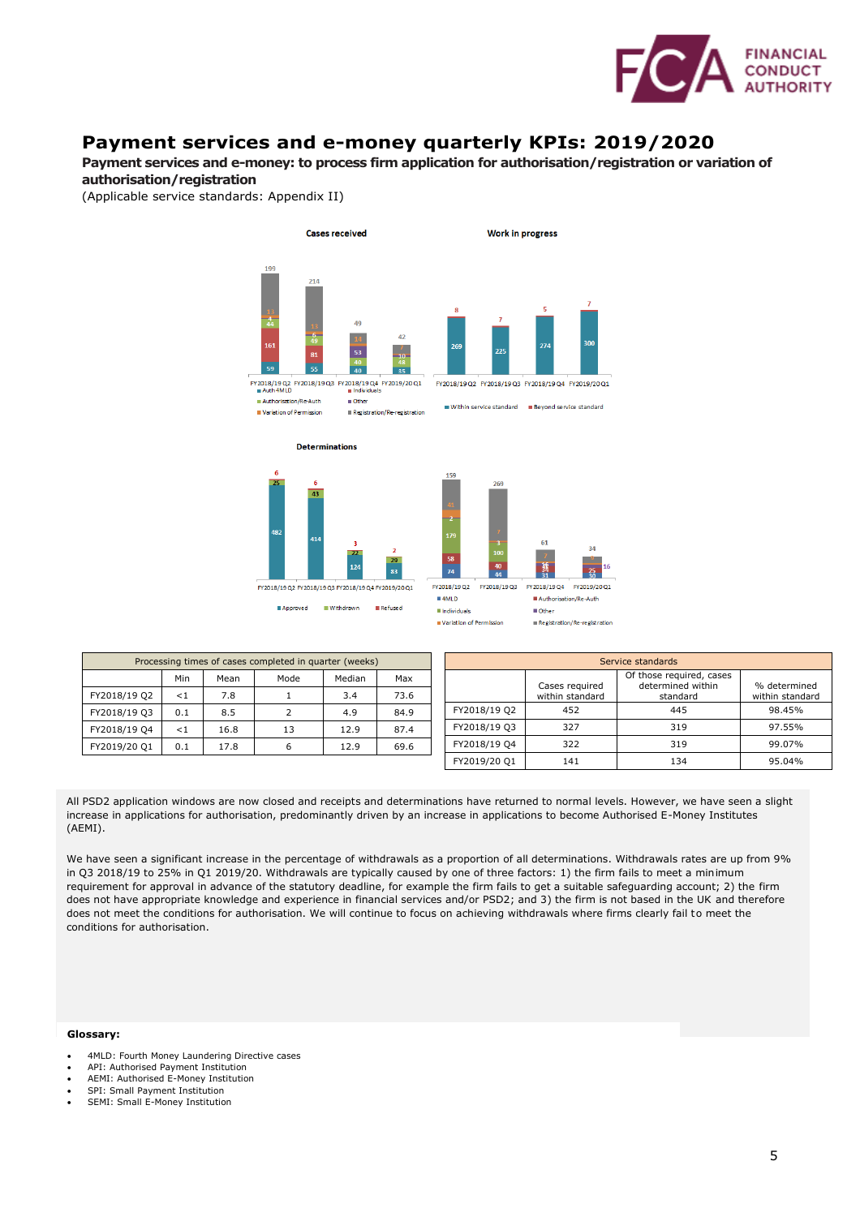# Payment services and e-money quarterly KPIs: 2019/2020

**Payment services and e-money: to process firm application for authorisation/registration or variation of authorisation/registration**

(Applicable service standards: Appendix II)

| Processing times of cases completed in quarter (weeks) | | | | | |
|---|---|---|---|---|---|
| | Min | Mean | Mode | Median | Max |
| FY2018/19 Q2 | <1 | 7.8 | 1 | 3.4 | 73.6 |
| FY2018/19 Q3 | 0.1 | 8.5 | 2 | 4.9 | 84.9 |
| FY2018/19 Q4 | <1 | 16.8 | 13 | 12.9 | 87.4 |
| FY2019/20 Q1 | 0.1 | 17.8 | 6 | 12.9 | 69.6 |

| Service standards | | | |
|---|---|---|---|
| | Cases required within standard | Of those required, cases determined within standard | % determined within standard |
| FY2018/19 Q2 | 452 | 445 | 98.45% |
| FY2018/19 Q3 | 327 | 319 | 97.55% |
| FY2018/19 Q4 | 322 | 319 | 99.07% |
| FY2019/20 Q1 | 141 | 134 | 95.04% |

All PSD2 application windows are now closed and receipts and determinations have returned to normal levels. However, we have seen a slight increase in applications for authorisation, predominantly driven by an increase in applications to become Authorised E-Money Institutes (AEMI).

We have seen a significant increase in the percentage of withdrawals as a proportion of all determinations. Withdrawals rates are up from 9% in Q3 2018/19 to 25% in Q1 2019/20. Withdrawals are typically caused by one of three factors: 1) the firm fails to meet a minimum requirement for approval in advance of the statutory deadline, for example the firm fails to get a suitable safeguarding account; 2) the firm does not have appropriate knowledge and experience in financial services and/or PSD2; and 3) the firm is not based in the UK and therefore does not meet the conditions for authorisation. We will continue to focus on achieving withdrawals where firms clearly fail to meet the conditions for authorisation.

**Glossary:**

- 4MLD: Fourth Money Laundering Directive cases
- API: Authorised Payment Institution
- AEMI: Authorised E-Money Institution
- SPI: Small Payment Institution
- SEMI: Small E-Money Institution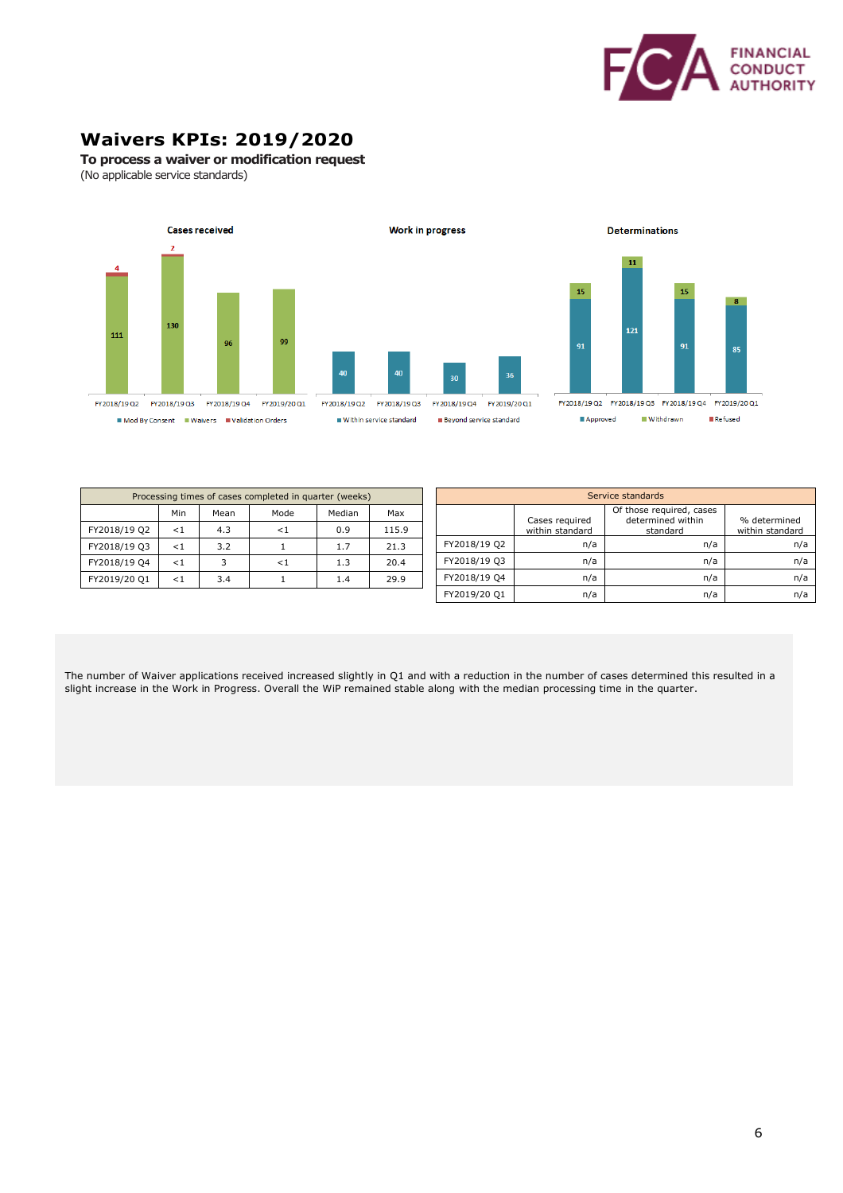# Waivers KPIs: 2019/2020

**To process a waiver or modification request**

(No applicable service standards)

**Cases received**

| | Mod By Consent | Waivers | Validation Orders |
|---|---|---|---|
| FY2018/19 Q2 | | 111 | 4 |
| FY2018/19 Q3 | | 130 | 2 |
| FY2018/19 Q4 | | 96 | |
| FY2019/20 Q1 | | 99 | |

**Work in progress**

| | Within service standard | Beyond service standard |
|---|---|---|
| FY2018/19 Q2 | 40 | |
| FY2018/19 Q3 | 40 | |
| FY2018/19 Q4 | 30 | |
| FY2019/20 Q1 | 36 | |

**Determinations**

| | Approved | Withdrawn | Refused |
|---|---|---|---|
| FY2018/19 Q2 | 91 | 15 | |
| FY2018/19 Q3 | 121 | 11 | |
| FY2018/19 Q4 | 91 | 15 | |
| FY2019/20 Q1 | 85 | 8 | |

| Processing times of cases completed in quarter (weeks) | | | | | |
|---|---|---|---|---|---|
| | Min | Mean | Mode | Median | Max |
| FY2018/19 Q2 | <1 | 4.3 | <1 | 0.9 | 115.9 |
| FY2018/19 Q3 | <1 | 3.2 | 1 | 1.7 | 21.3 |
| FY2018/19 Q4 | <1 | 3 | <1 | 1.3 | 20.4 |
| FY2019/20 Q1 | <1 | 3.4 | 1 | 1.4 | 29.9 |

| Service standards | | | |
|---|---|---|---|
| | Cases required within standard | Of those required, cases determined within standard | % determined within standard |
| FY2018/19 Q2 | n/a | n/a | n/a |
| FY2018/19 Q3 | n/a | n/a | n/a |
| FY2018/19 Q4 | n/a | n/a | n/a |
| FY2019/20 Q1 | n/a | n/a | n/a |

The number of Waiver applications received increased slightly in Q1 and with a reduction in the number of cases determined this resulted in a slight increase in the Work in Progress. Overall the WiP remained stable along with the median processing time in the quarter.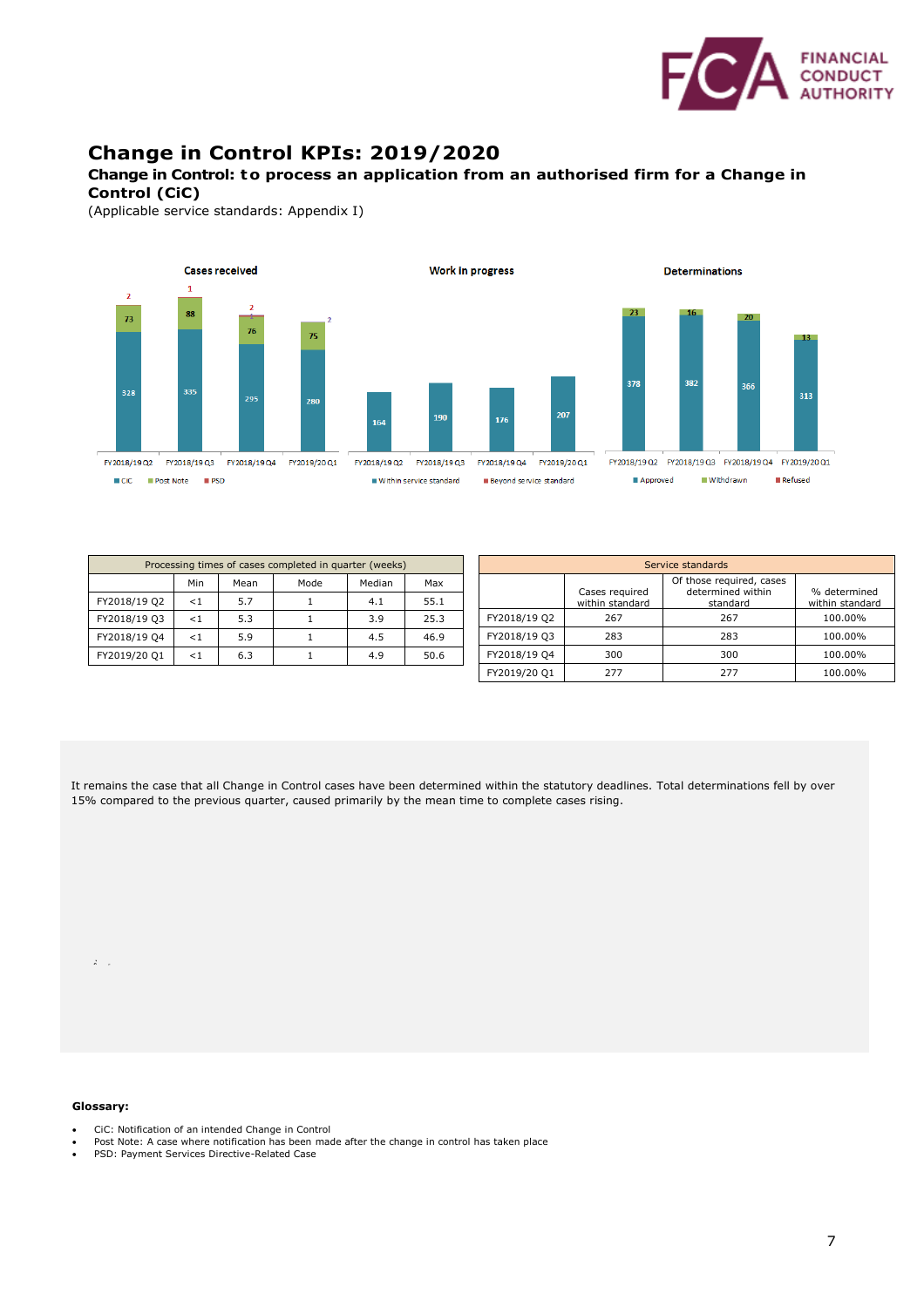# Change in Control KPIs: 2019/2020

**Change in Control: to process an application from an authorised firm for a Change in Control (CiC)**

(Applicable service standards: Appendix I)

| Processing times of cases completed in quarter (weeks) | | | | | |
|---|---|---|---|---|---|
| | Min | Mean | Mode | Median | Max |
| FY2018/19 Q2 | <1 | 5.7 | 1 | 4.1 | 55.1 |
| FY2018/19 Q3 | <1 | 5.3 | 1 | 3.9 | 25.3 |
| FY2018/19 Q4 | <1 | 5.9 | 1 | 4.5 | 46.9 |
| FY2019/20 Q1 | <1 | 6.3 | 1 | 4.9 | 50.6 |

| Service standards | | | |
|---|---|---|---|
| | Cases required within standard | Of those required, cases determined within standard | % determined within standard |
| FY2018/19 Q2 | 267 | 267 | 100.00% |
| FY2018/19 Q3 | 283 | 283 | 100.00% |
| FY2018/19 Q4 | 300 | 300 | 100.00% |
| FY2019/20 Q1 | 277 | 277 | 100.00% |

It remains the case that all Change in Control cases have been determined within the statutory deadlines. Total determinations fell by over 15% compared to the previous quarter, caused primarily by the mean time to complete cases rising.

**Glossary:**

- CiC: Notification of an intended Change in Control
- Post Note: A case where notification has been made after the change in control has taken place
- PSD: Payment Services Directive-Related Case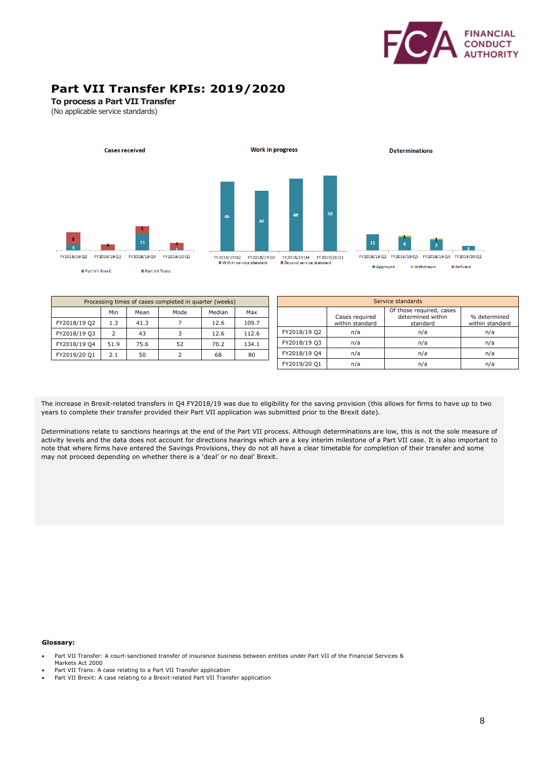# Part VII Transfer KPIs: 2019/2020

**To process a Part VII Transfer**

(No applicable service standards)

Cases received

Work in progress

Determinations

| Processing times of cases completed in quarter (weeks) | | | | | |
|---|---|---|---|---|---|
| | Min | Mean | Mode | Median | Max |
| FY2018/19 Q2 | 1.3 | 41.3 | 7 | 12.6 | 109.7 |
| FY2018/19 Q3 | 2 | 43 | 3 | 12.6 | 112.6 |
| FY2018/19 Q4 | 51.9 | 75.6 | 52 | 70.2 | 134.1 |
| FY2019/20 Q1 | 2.1 | 50 | 2 | 68 | 80 |

| Service standards | | | |
|---|---|---|---|
| | Cases required within standard | Of those required, cases determined within standard | % determined within standard |
| FY2018/19 Q2 | n/a | n/a | n/a |
| FY2018/19 Q3 | n/a | n/a | n/a |
| FY2018/19 Q4 | n/a | n/a | n/a |
| FY2019/20 Q1 | n/a | n/a | n/a |

The increase in Brexit-related transfers in Q4 FY2018/19 was due to eligibility for the saving provision (this allows for firms to have up to two years to complete their transfer provided their Part VII application was submitted prior to the Brexit date).

Determinations relate to sanctions hearings at the end of the Part VII process. Although determinations are low, this is not the sole measure of activity levels and the data does not account for directions hearings which are a key interim milestone of a Part VII case. It is also important to note that where firms have entered the Savings Provisions, they do not all have a clear timetable for completion of their transfer and some may not proceed depending on whether there is a 'deal' or no deal' Brexit.

**Glossary:**

- Part VII Transfer: A court-sanctioned transfer of insurance business between entities under Part VII of the Financial Services & Markets Act 2000
- Part VII Trans: A case relating to a Part VII Transfer application
- Part VII Brexit: A case relating to a Brexit-related Part VII Transfer application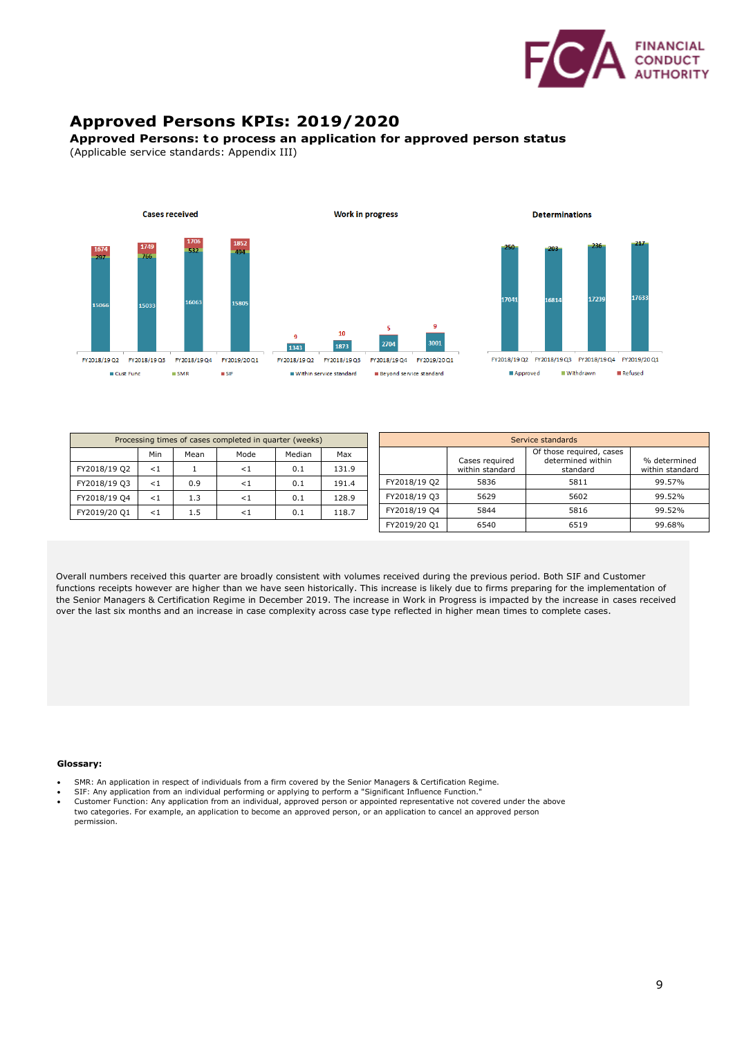# Approved Persons KPIs: 2019/2020

**Approved Persons: to process an application for approved person status**

(Applicable service standards: Appendix III)

**Cases received**

| | Cust Func | SMR | SIF |
|---|---|---|---|
| FY2018/19 Q2 | 15066 | 297 | 1674 |
| FY2018/19 Q3 | 15033 | 766 | 1749 |
| FY2018/19 Q4 | 16063 | 532 | 1706 |
| FY2019/20 Q1 | 15805 | 494 | 1852 |

**Work in progress**

| | Within service standard | Beyond service standard |
|---|---|---|
| FY2018/19 Q2 | 1343 | 9 |
| FY2018/19 Q3 | 1873 | 10 |
| FY2018/19 Q4 | 2704 | 5 |
| FY2019/20 Q1 | 3001 | 9 |

**Determinations**

| | Approved | Withdrawn | Refused |
|---|---|---|---|
| FY2018/19 Q2 | 17041 | 250 | |
| FY2018/19 Q3 | 16814 | 203 | |
| FY2018/19 Q4 | 17239 | 236 | |
| FY2019/20 Q1 | 17633 | 217 | |

| Processing times of cases completed in quarter (weeks) | | | | | |
|---|---|---|---|---|---|
| | Min | Mean | Mode | Median | Max |
| FY2018/19 Q2 | <1 | 1 | <1 | 0.1 | 131.9 |
| FY2018/19 Q3 | <1 | 0.9 | <1 | 0.1 | 191.4 |
| FY2018/19 Q4 | <1 | 1.3 | <1 | 0.1 | 128.9 |
| FY2019/20 Q1 | <1 | 1.5 | <1 | 0.1 | 118.7 |

| Service standards | | | |
|---|---|---|---|
| | Cases required within standard | Of those required, cases determined within standard | % determined within standard |
| FY2018/19 Q2 | 5836 | 5811 | 99.57% |
| FY2018/19 Q3 | 5629 | 5602 | 99.52% |
| FY2018/19 Q4 | 5844 | 5816 | 99.52% |
| FY2019/20 Q1 | 6540 | 6519 | 99.68% |

Overall numbers received this quarter are broadly consistent with volumes received during the previous period. Both SIF and Customer functions receipts however are higher than we have seen historically. This increase is likely due to firms preparing for the implementation of the Senior Managers & Certification Regime in December 2019. The increase in Work in Progress is impacted by the increase in cases received over the last six months and an increase in case complexity across case type reflected in higher mean times to complete cases.

**Glossary:**

- SMR: An application in respect of individuals from a firm covered by the Senior Managers & Certification Regime.
- SIF: Any application from an individual performing or applying to perform a "Significant Influence Function."
- Customer Function: Any application from an individual, approved person or appointed representative not covered under the above two categories. For example, an application to become an approved person, or an application to cancel an approved person permission.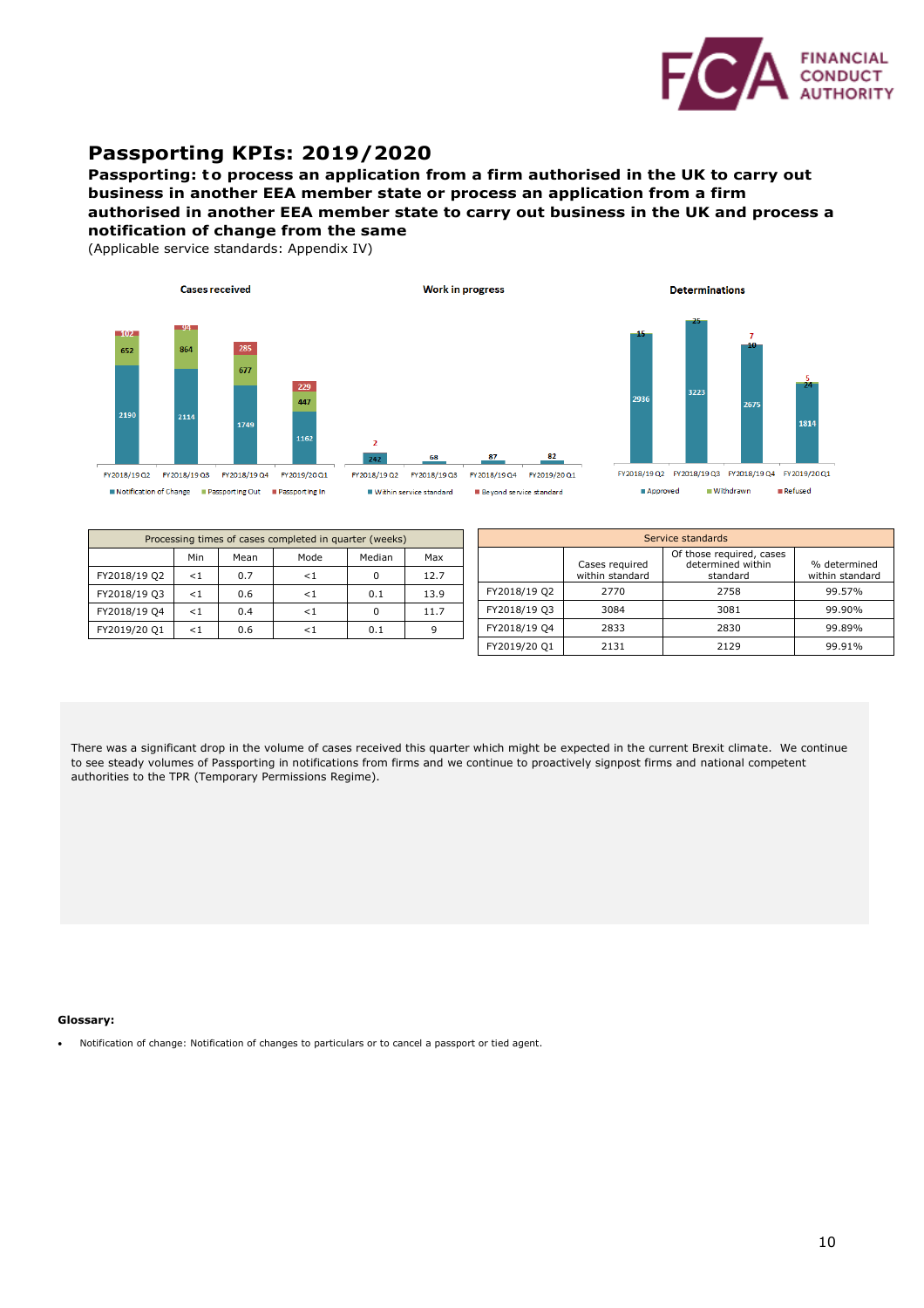# Passporting KPIs: 2019/2020

**Passporting: to process an application from a firm authorised in the UK to carry out business in another EEA member state or process an application from a firm authorised in another EEA member state to carry out business in the UK and process a notification of change from the same**

(Applicable service standards: Appendix IV)

**Cases received**

| | Notification of Change | Passporting Out | Passporting In |
|---|---|---|---|
| FY2018/19 Q2 | 2190 | 652 | 102 |
| FY2018/19 Q3 | 2114 | 864 | 94 |
| FY2018/19 Q4 | 1749 | 677 | 285 |
| FY2019/20 Q1 | 1162 | 447 | 229 |

**Work in progress**

| | Within service standard | Beyond service standard |
|---|---|---|
| FY2018/19 Q2 | 242 | 2 |
| FY2018/19 Q3 | 68 | |
| FY2018/19 Q4 | 87 | |
| FY2019/20 Q1 | 82 | |

**Determinations**

| | Approved | Withdrawn | Refused |
|---|---|---|---|
| FY2018/19 Q2 | 2936 | 15 | |
| FY2018/19 Q3 | 3223 | 25 | |
| FY2018/19 Q4 | 2675 | 10 | 7 |
| FY2019/20 Q1 | 1814 | 24 | 5 |

| Processing times of cases completed in quarter (weeks) | | | | | |
|---|---|---|---|---|---|
| | Min | Mean | Mode | Median | Max |
| FY2018/19 Q2 | <1 | 0.7 | <1 | 0 | 12.7 |
| FY2018/19 Q3 | <1 | 0.6 | <1 | 0.1 | 13.9 |
| FY2018/19 Q4 | <1 | 0.4 | <1 | 0 | 11.7 |
| FY2019/20 Q1 | <1 | 0.6 | <1 | 0.1 | 9 |

| Service standards | | | |
|---|---|---|---|
| | Cases required within standard | Of those required, cases determined within standard | % determined within standard |
| FY2018/19 Q2 | 2770 | 2758 | 99.57% |
| FY2018/19 Q3 | 3084 | 3081 | 99.90% |
| FY2018/19 Q4 | 2833 | 2830 | 99.89% |
| FY2019/20 Q1 | 2131 | 2129 | 99.91% |

There was a significant drop in the volume of cases received this quarter which might be expected in the current Brexit climate. We continue to see steady volumes of Passporting in notifications from firms and we continue to proactively signpost firms and national competent authorities to the TPR (Temporary Permissions Regime).

**Glossary:**

- Notification of change: Notification of changes to particulars or to cancel a passport or tied agent.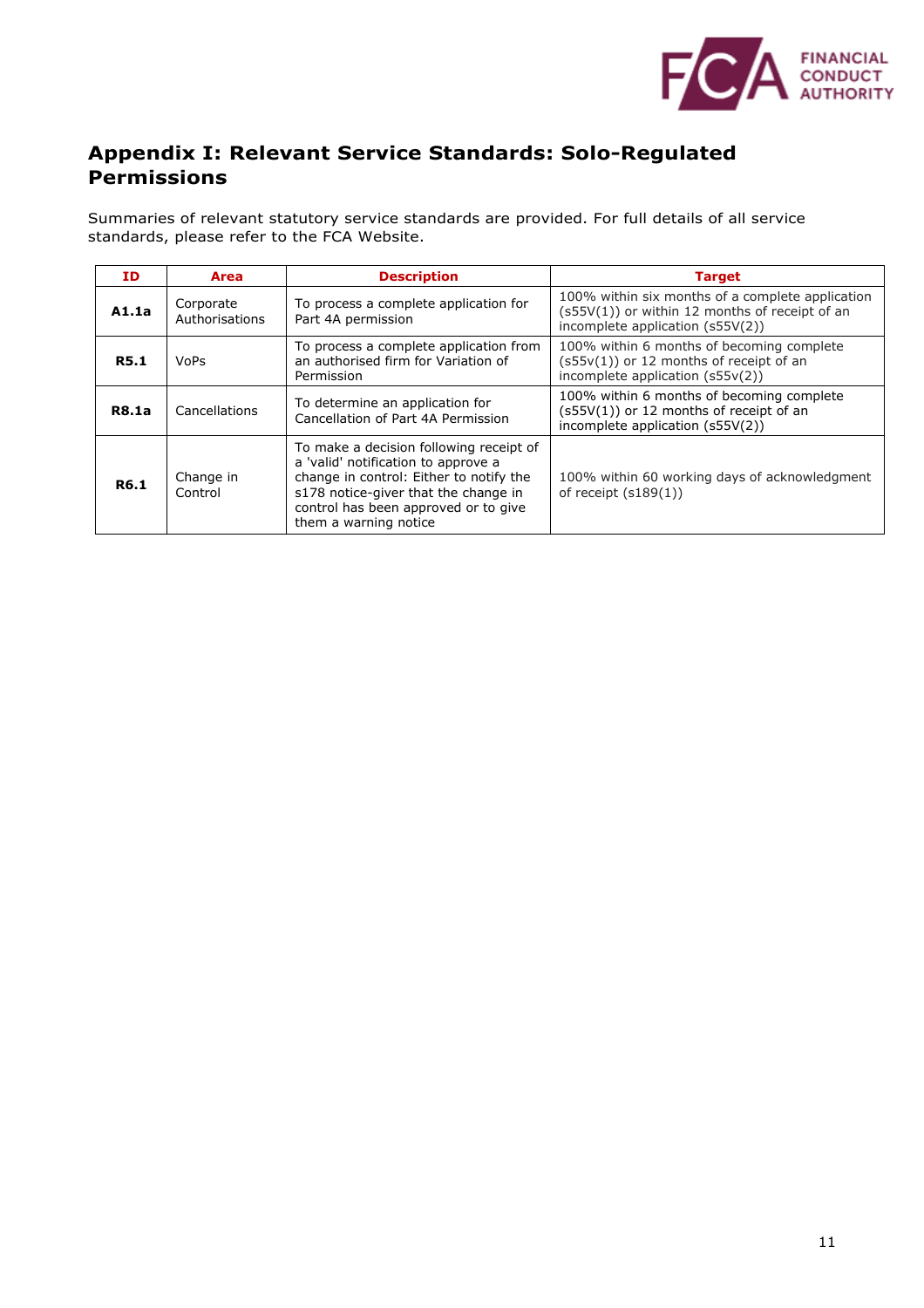## Appendix I: Relevant Service Standards: Solo-Regulated Permissions

Summaries of relevant statutory service standards are provided. For full details of all service standards, please refer to the FCA Website.

| ID | Area | Description | Target |
|---|---|---|---|
| **A1.1a** | Corporate Authorisations | To process a complete application for Part 4A permission | 100% within six months of a complete application (s55V(1)) or within 12 months of receipt of an incomplete application (s55V(2)) |
| **R5.1** | VoPs | To process a complete application from an authorised firm for Variation of Permission | 100% within 6 months of becoming complete (s55v(1)) or 12 months of receipt of an incomplete application (s55v(2)) |
| **R8.1a** | Cancellations | To determine an application for Cancellation of Part 4A Permission | 100% within 6 months of becoming complete (s55V(1)) or 12 months of receipt of an incomplete application (s55V(2)) |
| **R6.1** | Change in Control | To make a decision following receipt of a 'valid' notification to approve a change in control: Either to notify the s178 notice-giver that the change in control has been approved or to give them a warning notice | 100% within 60 working days of acknowledgment of receipt (s189(1)) |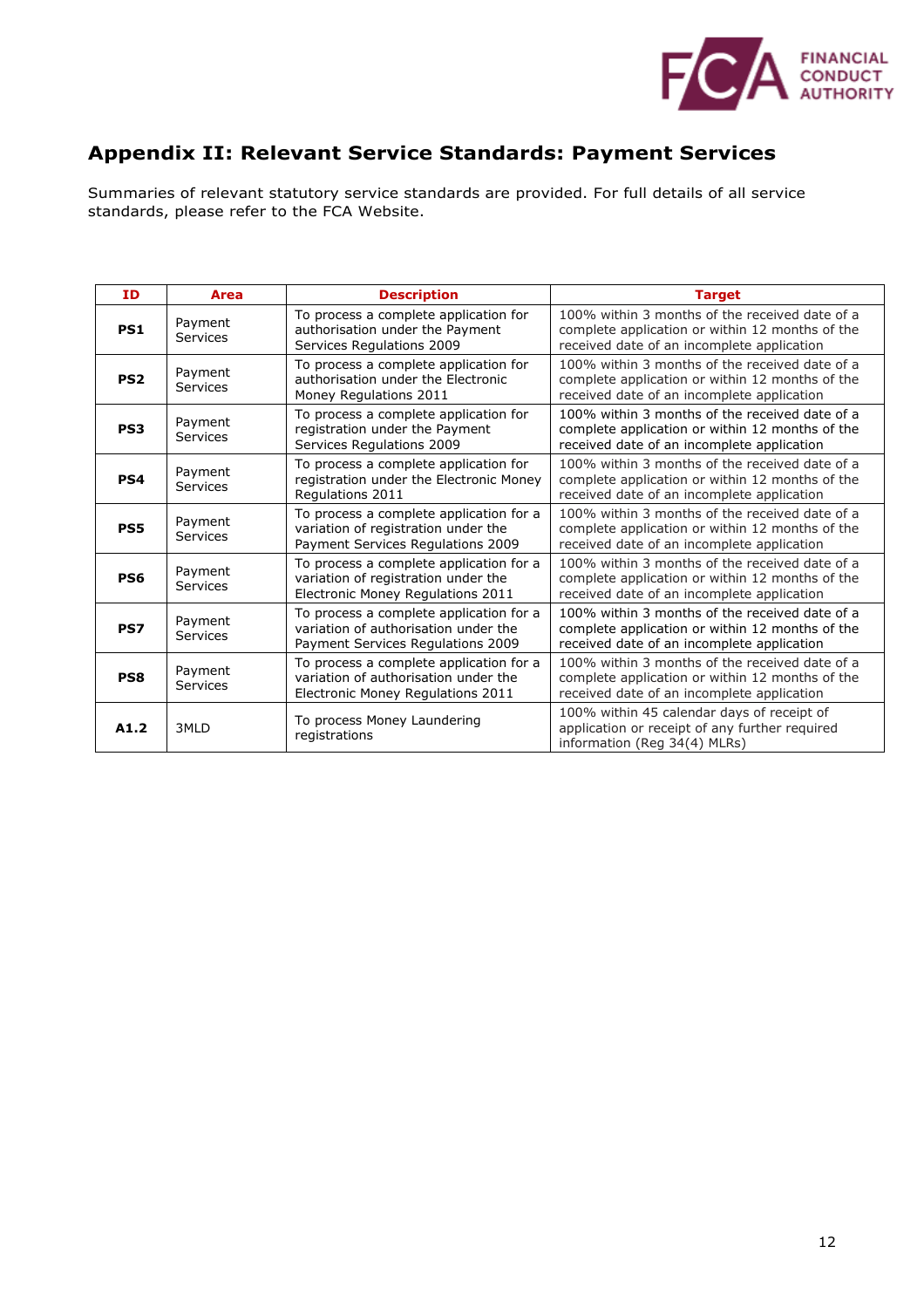## Appendix II: Relevant Service Standards: Payment Services

Summaries of relevant statutory service standards are provided. For full details of all service standards, please refer to the FCA Website.

| ID | Area | Description | Target |
|---|---|---|---|
| **PS1** | Payment Services | To process a complete application for authorisation under the Payment Services Regulations 2009 | 100% within 3 months of the received date of a complete application or within 12 months of the received date of an incomplete application |
| **PS2** | Payment Services | To process a complete application for authorisation under the Electronic Money Regulations 2011 | 100% within 3 months of the received date of a complete application or within 12 months of the received date of an incomplete application |
| **PS3** | Payment Services | To process a complete application for registration under the Payment Services Regulations 2009 | 100% within 3 months of the received date of a complete application or within 12 months of the received date of an incomplete application |
| **PS4** | Payment Services | To process a complete application for registration under the Electronic Money Regulations 2011 | 100% within 3 months of the received date of a complete application or within 12 months of the received date of an incomplete application |
| **PS5** | Payment Services | To process a complete application for a variation of registration under the Payment Services Regulations 2009 | 100% within 3 months of the received date of a complete application or within 12 months of the received date of an incomplete application |
| **PS6** | Payment Services | To process a complete application for a variation of registration under the Electronic Money Regulations 2011 | 100% within 3 months of the received date of a complete application or within 12 months of the received date of an incomplete application |
| **PS7** | Payment Services | To process a complete application for a variation of authorisation under the Payment Services Regulations 2009 | 100% within 3 months of the received date of a complete application or within 12 months of the received date of an incomplete application |
| **PS8** | Payment Services | To process a complete application for a variation of authorisation under the Electronic Money Regulations 2011 | 100% within 3 months of the received date of a complete application or within 12 months of the received date of an incomplete application |
| **A1.2** | 3MLD | To process Money Laundering registrations | 100% within 45 calendar days of receipt of application or receipt of any further required information (Reg 34(4) MLRs) |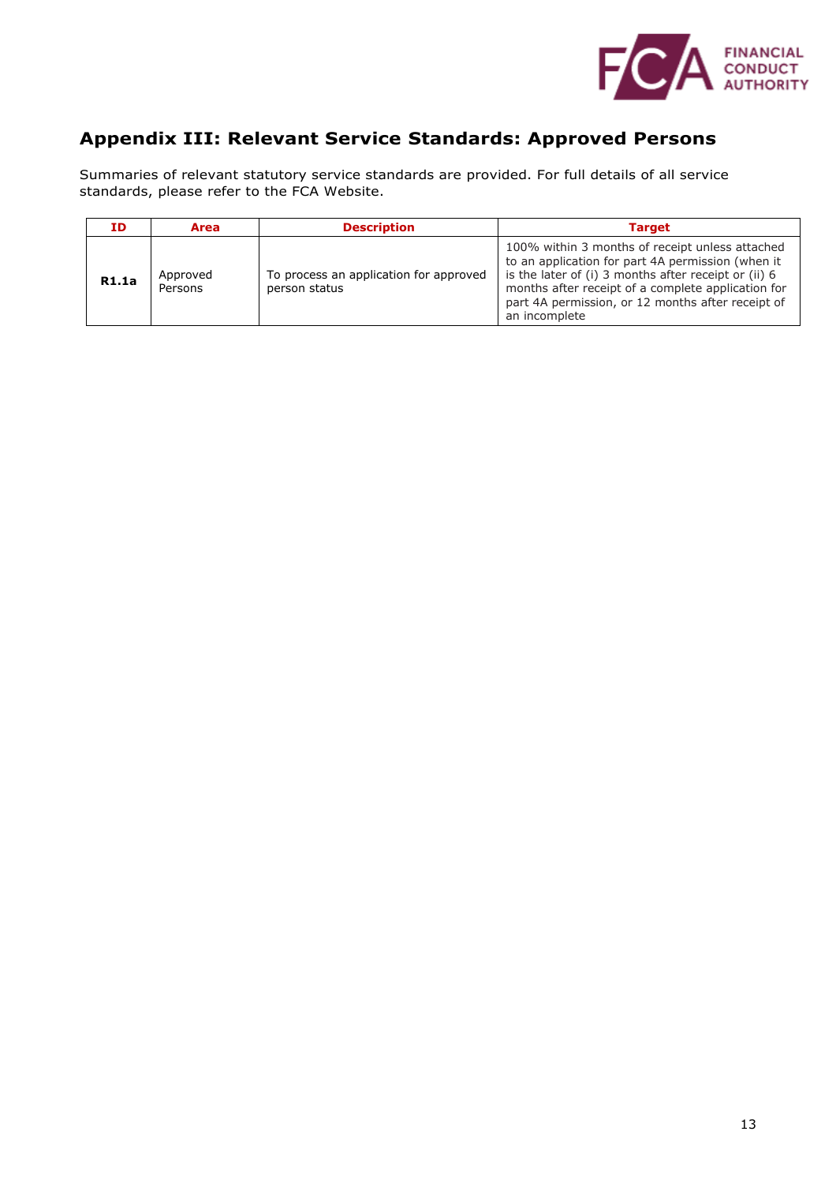## Appendix III: Relevant Service Standards: Approved Persons

Summaries of relevant statutory service standards are provided. For full details of all service standards, please refer to the FCA Website.

| ID | Area | Description | Target |
|---|---|---|---|
| **R1.1a** | Approved Persons | To process an application for approved person status | 100% within 3 months of receipt unless attached to an application for part 4A permission (when it is the later of (i) 3 months after receipt or (ii) 6 months after receipt of a complete application for part 4A permission, or 12 months after receipt of an incomplete |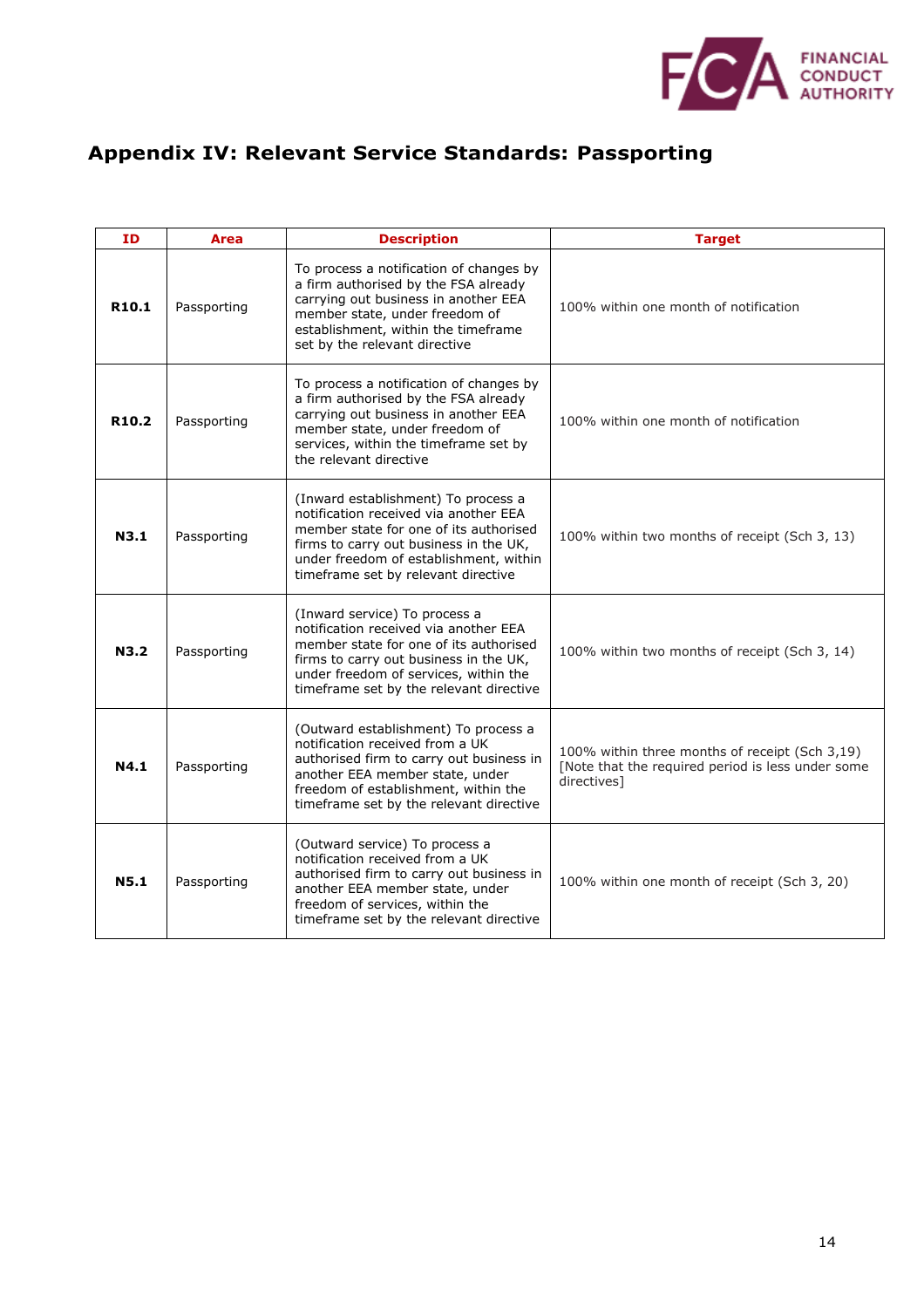## Appendix IV: Relevant Service Standards: Passporting

| ID | Area | Description | Target |
|---|---|---|---|
| **R10.1** | Passporting | To process a notification of changes by a firm authorised by the FSA already carrying out business in another EEA member state, under freedom of establishment, within the timeframe set by the relevant directive | 100% within one month of notification |
| **R10.2** | Passporting | To process a notification of changes by a firm authorised by the FSA already carrying out business in another EEA member state, under freedom of services, within the timeframe set by the relevant directive | 100% within one month of notification |
| **N3.1** | Passporting | (Inward establishment) To process a notification received via another EEA member state for one of its authorised firms to carry out business in the UK, under freedom of establishment, within timeframe set by relevant directive | 100% within two months of receipt (Sch 3, 13) |
| **N3.2** | Passporting | (Inward service) To process a notification received via another EEA member state for one of its authorised firms to carry out business in the UK, under freedom of services, within the timeframe set by the relevant directive | 100% within two months of receipt (Sch 3, 14) |
| **N4.1** | Passporting | (Outward establishment) To process a notification received from a UK authorised firm to carry out business in another EEA member state, under freedom of establishment, within the timeframe set by the relevant directive | 100% within three months of receipt (Sch 3,19) [Note that the required period is less under some directives] |
| **N5.1** | Passporting | (Outward service) To process a notification received from a UK authorised firm to carry out business in another EEA member state, under freedom of services, within the timeframe set by the relevant directive | 100% within one month of receipt (Sch 3, 20) |